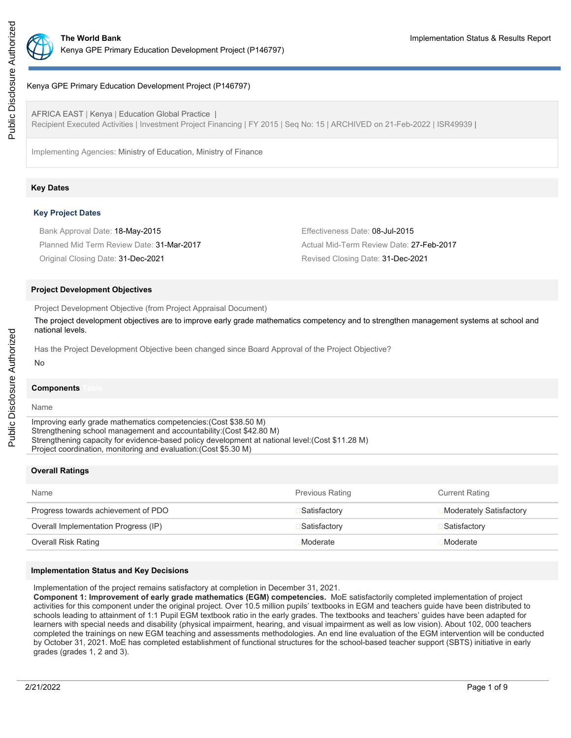# Kenya GPE Primary Education Development Project (P146797)

AFRICA EAST | Kenya | Education Global Practice |
Recipient Executed Activities | Investment Project Financing | FY 2015 | Seq No: 15 | ARCHIVED on 21-Feb-2022 | ISR49939 |

Implementing Agencies: Ministry of Education, Ministry of Finance

## Key Dates

### Key Project Dates

Bank Approval Date: 18-May-2015

Effectiveness Date: 08-Jul-2015

Planned Mid Term Review Date: 31-Mar-2017

Actual Mid-Term Review Date: 27-Feb-2017

Original Closing Date: 31-Dec-2021

Revised Closing Date: 31-Dec-2021

## Project Development Objectives

Project Development Objective (from Project Appraisal Document)

The project development objectives are to improve early grade mathematics competency and to strengthen management systems at school and national levels.

Has the Project Development Objective been changed since Board Approval of the Project Objective?

No

## Components

| Name |
|---|
| Improving early grade mathematics competencies:(Cost $38.50 M)<br>Strengthening school management and accountability:(Cost $42.80 M)<br>Strengthening capacity for evidence-based policy development at national level:(Cost $11.28 M)<br>Project coordination, monitoring and evaluation:(Cost $5.30 M) |

## Overall Ratings

| Name | Previous Rating | Current Rating |
|---|---|---|
| Progress towards achievement of PDO | Satisfactory | Moderately Satisfactory |
| Overall Implementation Progress (IP) | Satisfactory | Satisfactory |
| Overall Risk Rating | Moderate | Moderate |

## Implementation Status and Key Decisions

Implementation of the project remains satisfactory at completion in December 31, 2021.

**Component 1: Improvement of early grade mathematics (EGM) competencies.** MoE satisfactorily completed implementation of project activities for this component under the original project. Over 10.5 million pupils' textbooks in EGM and teachers guide have been distributed to schools leading to attainment of 1:1 Pupil EGM textbook ratio in the early grades. The textbooks and teachers' guides have been adapted for learners with special needs and disability (physical impairment, hearing, and visual impairment as well as low vision). About 102, 000 teachers completed the trainings on new EGM teaching and assessments methodologies. An end line evaluation of the EGM intervention will be conducted by October 31, 2021. MoE has completed establishment of functional structures for the school-based teacher support (SBTS) initiative in early grades (grades 1, 2 and 3).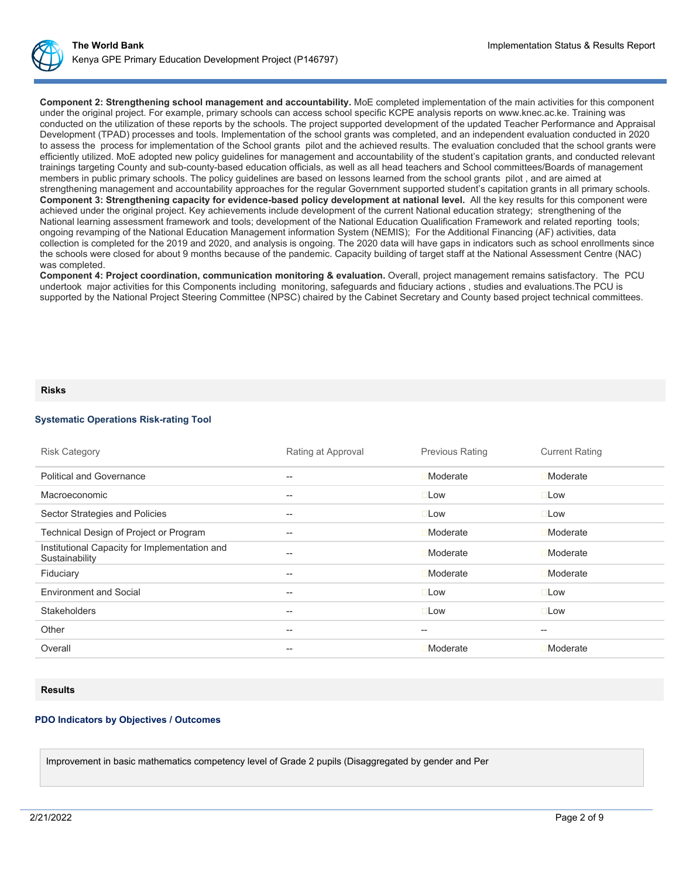**Component 2: Strengthening school management and accountability.** MoE completed implementation of the main activities for this component under the original project. For example, primary schools can access school specific KCPE analysis reports on www.knec.ac.ke. Training was conducted on the utilization of these reports by the schools. The project supported development of the updated Teacher Performance and Appraisal Development (TPAD) processes and tools. Implementation of the school grants was completed, and an independent evaluation conducted in 2020 to assess the process for implementation of the School grants pilot and the achieved results. The evaluation concluded that the school grants were efficiently utilized. MoE adopted new policy guidelines for management and accountability of the student's capitation grants, and conducted relevant trainings targeting County and sub-county-based education officials, as well as all head teachers and School committees/Boards of management members in public primary schools. The policy guidelines are based on lessons learned from the school grants pilot , and are aimed at strengthening management and accountability approaches for the regular Government supported student's capitation grants in all primary schools.
**Component 3: Strengthening capacity for evidence-based policy development at national level.** All the key results for this component were achieved under the original project. Key achievements include development of the current National education strategy; strengthening of the National learning assessment framework and tools; development of the National Education Qualification Framework and related reporting tools; ongoing revamping of the National Education Management information System (NEMIS); For the Additional Financing (AF) activities, data collection is completed for the 2019 and 2020, and analysis is ongoing. The 2020 data will have gaps in indicators such as school enrollments since the schools were closed for about 9 months because of the pandemic. Capacity building of target staff at the National Assessment Centre (NAC) was completed.
**Component 4: Project coordination, communication monitoring & evaluation.** Overall, project management remains satisfactory. The PCU undertook major activities for this Components including monitoring, safeguards and fiduciary actions , studies and evaluations.The PCU is supported by the National Project Steering Committee (NPSC) chaired by the Cabinet Secretary and County based project technical committees.

## Risks

### Systematic Operations Risk-rating Tool

| Risk Category | Rating at Approval | Previous Rating | Current Rating |
|---|---|---|---|
| Political and Governance | -- | Moderate | Moderate |
| Macroeconomic | -- | Low | Low |
| Sector Strategies and Policies | -- | Low | Low |
| Technical Design of Project or Program | -- | Moderate | Moderate |
| Institutional Capacity for Implementation and Sustainability | -- | Moderate | Moderate |
| Fiduciary | -- | Moderate | Moderate |
| Environment and Social | -- | Low | Low |
| Stakeholders | -- | Low | Low |
| Other | -- | -- | -- |
| Overall | -- | Moderate | Moderate |

## Results

### PDO Indicators by Objectives / Outcomes

Improvement in basic mathematics competency level of Grade 2 pupils (Disaggregated by gender and Per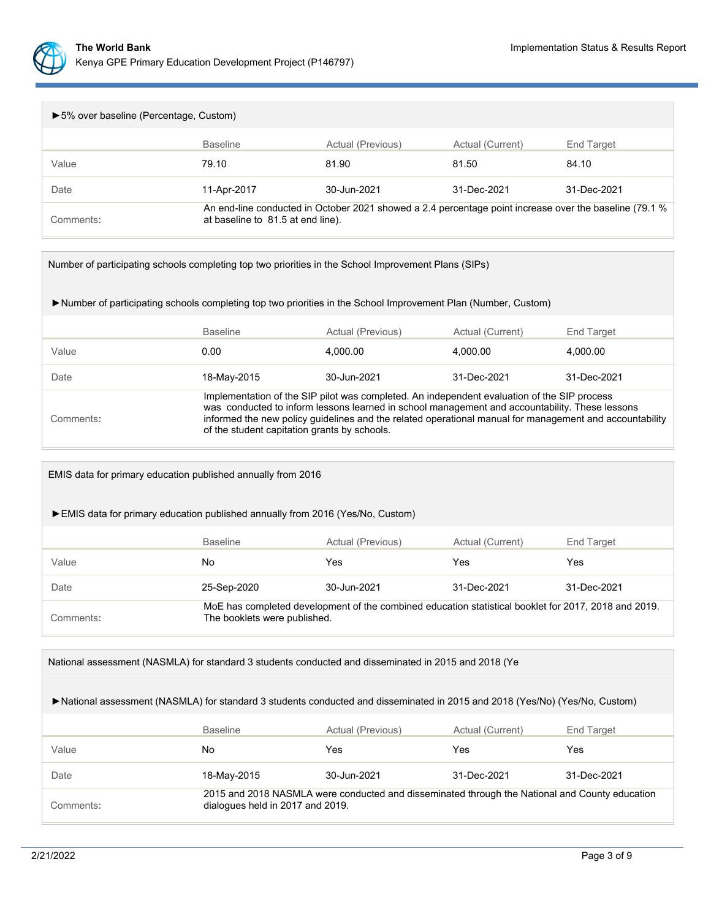►5% over baseline (Percentage, Custom)

| | Baseline | Actual (Previous) | Actual (Current) | End Target |
|---|---|---|---|---|
| Value | 79.10 | 81.90 | 81.50 | 84.10 |
| Date | 11-Apr-2017 | 30-Jun-2021 | 31-Dec-2021 | 31-Dec-2021 |
| Comments: | An end-line conducted in October 2021 showed a 2.4 percentage point increase over the baseline (79.1 % at baseline to 81.5 at end line). | | | |

Number of participating schools completing top two priorities in the School Improvement Plans (SIPs)

►Number of participating schools completing top two priorities in the School Improvement Plan (Number, Custom)

| | Baseline | Actual (Previous) | Actual (Current) | End Target |
|---|---|---|---|---|
| Value | 0.00 | 4,000.00 | 4,000.00 | 4,000.00 |
| Date | 18-May-2015 | 30-Jun-2021 | 31-Dec-2021 | 31-Dec-2021 |
| Comments: | Implementation of the SIP pilot was completed. An independent evaluation of the SIP process was conducted to inform lessons learned in school management and accountability. These lessons informed the new policy guidelines and the related operational manual for management and accountability of the student capitation grants by schools. | | | |

EMIS data for primary education published annually from 2016

►EMIS data for primary education published annually from 2016 (Yes/No, Custom)

| | Baseline | Actual (Previous) | Actual (Current) | End Target |
|---|---|---|---|---|
| Value | No | Yes | Yes | Yes |
| Date | 25-Sep-2020 | 30-Jun-2021 | 31-Dec-2021 | 31-Dec-2021 |
| Comments: | MoE has completed development of the combined education statistical booklet for 2017, 2018 and 2019. The booklets were published. | | | |

National assessment (NASMLA) for standard 3 students conducted and disseminated in 2015 and 2018 (Ye

►National assessment (NASMLA) for standard 3 students conducted and disseminated in 2015 and 2018 (Yes/No) (Yes/No, Custom)

| | Baseline | Actual (Previous) | Actual (Current) | End Target |
|---|---|---|---|---|
| Value | No | Yes | Yes | Yes |
| Date | 18-May-2015 | 30-Jun-2021 | 31-Dec-2021 | 31-Dec-2021 |
| Comments: | 2015 and 2018 NASMLA were conducted and disseminated through the National and County education dialogues held in 2017 and 2019. | | | |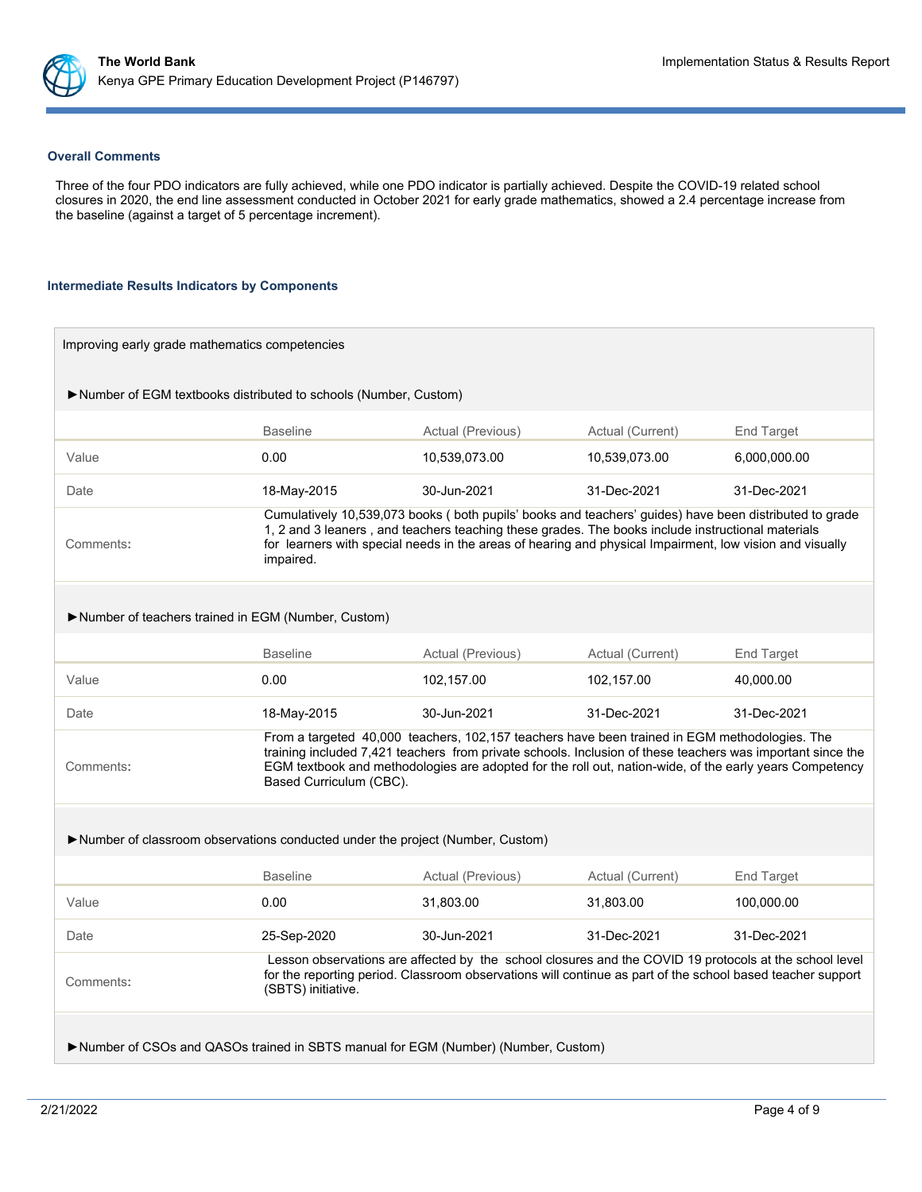### Overall Comments

Three of the four PDO indicators are fully achieved, while one PDO indicator is partially achieved. Despite the COVID-19 related school closures in 2020, the end line assessment conducted in October 2021 for early grade mathematics, showed a 2.4 percentage increase from the baseline (against a target of 5 percentage increment).

### Intermediate Results Indicators by Components

Improving early grade mathematics competencies

►Number of EGM textbooks distributed to schools (Number, Custom)

| | Baseline | Actual (Previous) | Actual (Current) | End Target |
|---|---|---|---|---|
| Value | 0.00 | 10,539,073.00 | 10,539,073.00 | 6,000,000.00 |
| Date | 18-May-2015 | 30-Jun-2021 | 31-Dec-2021 | 31-Dec-2021 |
| Comments: | Cumulatively 10,539,073 books ( both pupils' books and teachers' guides) have been distributed to grade 1, 2 and 3 leaners , and teachers teaching these grades. The books include instructional materials for learners with special needs in the areas of hearing and physical Impairment, low vision and visually impaired. | | | |

►Number of teachers trained in EGM (Number, Custom)

| | Baseline | Actual (Previous) | Actual (Current) | End Target |
|---|---|---|---|---|
| Value | 0.00 | 102,157.00 | 102,157.00 | 40,000.00 |
| Date | 18-May-2015 | 30-Jun-2021 | 31-Dec-2021 | 31-Dec-2021 |
| Comments: | From a targeted 40,000 teachers, 102,157 teachers have been trained in EGM methodologies. The training included 7,421 teachers from private schools. Inclusion of these teachers was important since the EGM textbook and methodologies are adopted for the roll out, nation-wide, of the early years Competency Based Curriculum (CBC). | | | |

►Number of classroom observations conducted under the project (Number, Custom)

| | Baseline | Actual (Previous) | Actual (Current) | End Target |
|---|---|---|---|---|
| Value | 0.00 | 31,803.00 | 31,803.00 | 100,000.00 |
| Date | 25-Sep-2020 | 30-Jun-2021 | 31-Dec-2021 | 31-Dec-2021 |
| Comments: | Lesson observations are affected by the school closures and the COVID 19 protocols at the school level for the reporting period. Classroom observations will continue as part of the school based teacher support (SBTS) initiative. | | | |

►Number of CSOs and QASOs trained in SBTS manual for EGM (Number) (Number, Custom)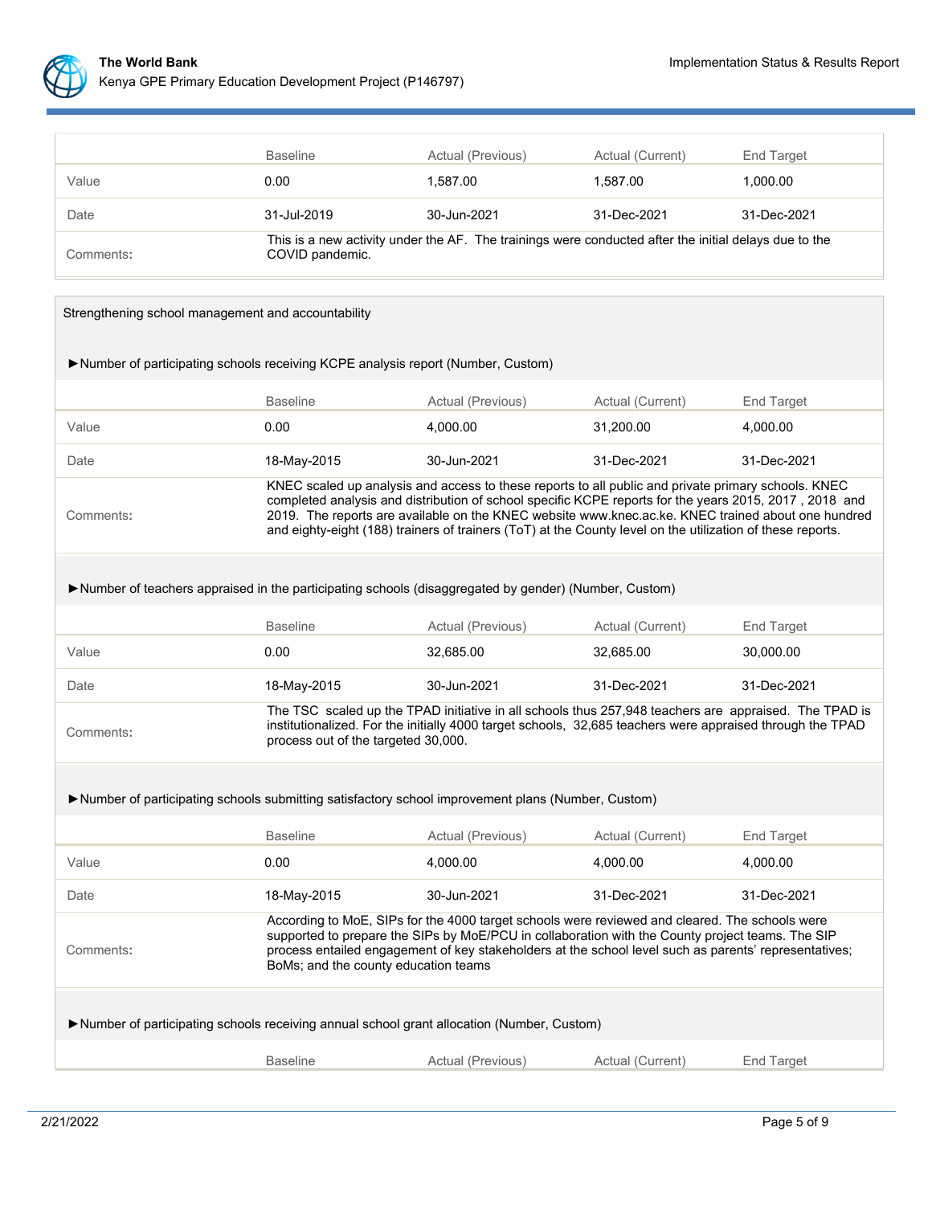| | Baseline | Actual (Previous) | Actual (Current) | End Target |
|---|---|---|---|---|
| Value | 0.00 | 1,587.00 | 1,587.00 | 1,000.00 |
| Date | 31-Jul-2019 | 30-Jun-2021 | 31-Dec-2021 | 31-Dec-2021 |
| Comments: | This is a new activity under the AF. The trainings were conducted after the initial delays due to the COVID pandemic. | | | |

Strengthening school management and accountability

►Number of participating schools receiving KCPE analysis report (Number, Custom)

| | Baseline | Actual (Previous) | Actual (Current) | End Target |
|---|---|---|---|---|
| Value | 0.00 | 4,000.00 | 31,200.00 | 4,000.00 |
| Date | 18-May-2015 | 30-Jun-2021 | 31-Dec-2021 | 31-Dec-2021 |
| Comments: | KNEC scaled up analysis and access to these reports to all public and private primary schools. KNEC completed analysis and distribution of school specific KCPE reports for the years 2015, 2017 , 2018 and 2019. The reports are available on the KNEC website www.knec.ac.ke. KNEC trained about one hundred and eighty-eight (188) trainers of trainers (ToT) at the County level on the utilization of these reports. | | | |

►Number of teachers appraised in the participating schools (disaggregated by gender) (Number, Custom)

| | Baseline | Actual (Previous) | Actual (Current) | End Target |
|---|---|---|---|---|
| Value | 0.00 | 32,685.00 | 32,685.00 | 30,000.00 |
| Date | 18-May-2015 | 30-Jun-2021 | 31-Dec-2021 | 31-Dec-2021 |
| Comments: | The TSC scaled up the TPAD initiative in all schools thus 257,948 teachers are appraised. The TPAD is institutionalized. For the initially 4000 target schools, 32,685 teachers were appraised through the TPAD process out of the targeted 30,000. | | | |

►Number of participating schools submitting satisfactory school improvement plans (Number, Custom)

| | Baseline | Actual (Previous) | Actual (Current) | End Target |
|---|---|---|---|---|
| Value | 0.00 | 4,000.00 | 4,000.00 | 4,000.00 |
| Date | 18-May-2015 | 30-Jun-2021 | 31-Dec-2021 | 31-Dec-2021 |
| Comments: | According to MoE, SIPs for the 4000 target schools were reviewed and cleared. The schools were supported to prepare the SIPs by MoE/PCU in collaboration with the County project teams. The SIP process entailed engagement of key stakeholders at the school level such as parents' representatives; BoMs; and the county education teams | | | |

►Number of participating schools receiving annual school grant allocation (Number, Custom)

| | Baseline | Actual (Previous) | Actual (Current) | End Target |
|---|---|---|---|---|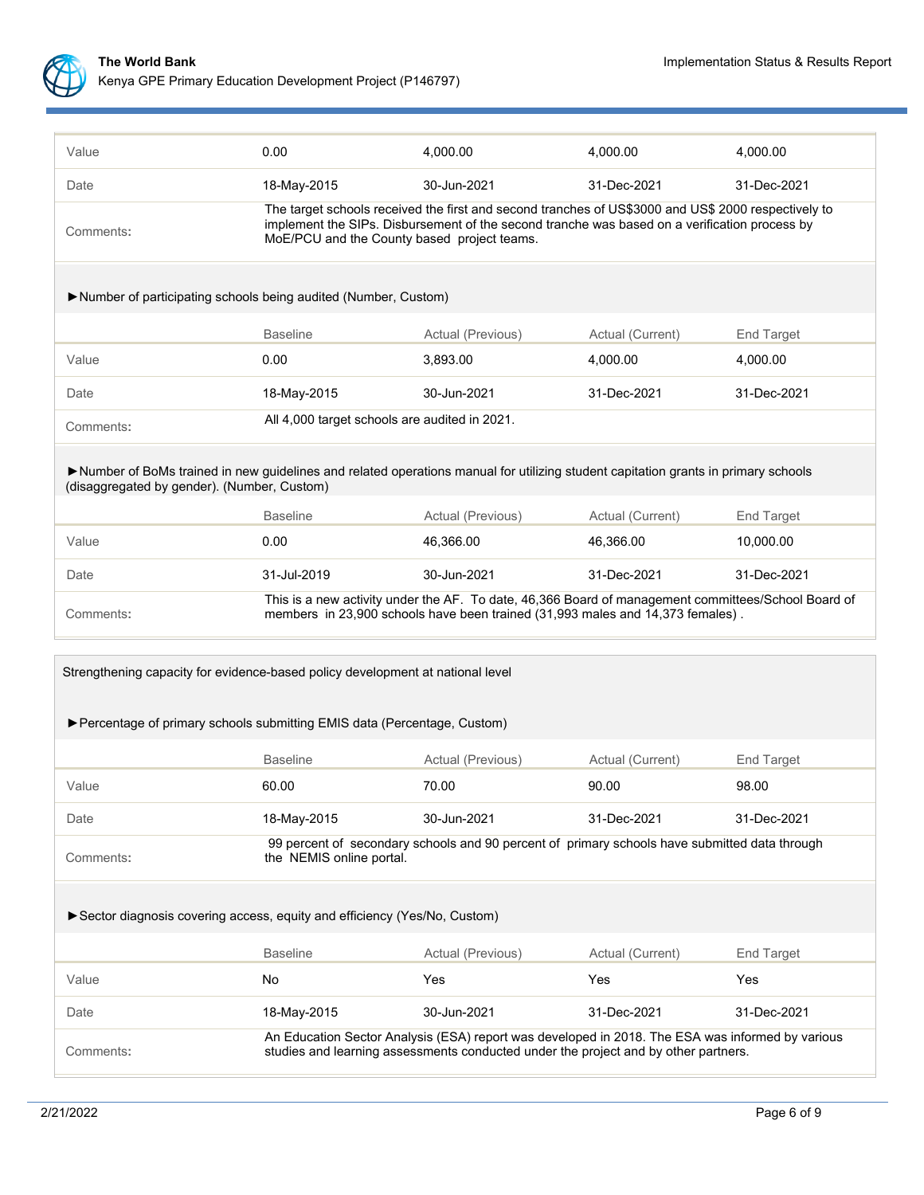| | Baseline | Actual (Previous) | Actual (Current) | End Target |
|---|---|---|---|---|
| Value | 0.00 | 4,000.00 | 4,000.00 | 4,000.00 |
| Date | 18-May-2015 | 30-Jun-2021 | 31-Dec-2021 | 31-Dec-2021 |
| Comments: | The target schools received the first and second tranches of US$3000 and US$ 2000 respectively to implement the SIPs. Disbursement of the second tranche was based on a verification process by MoE/PCU and the County based project teams. | | | |

►Number of participating schools being audited (Number, Custom)

| | Baseline | Actual (Previous) | Actual (Current) | End Target |
|---|---|---|---|---|
| Value | 0.00 | 3,893.00 | 4,000.00 | 4,000.00 |
| Date | 18-May-2015 | 30-Jun-2021 | 31-Dec-2021 | 31-Dec-2021 |
| Comments: | All 4,000 target schools are audited in 2021. | | | |

►Number of BoMs trained in new guidelines and related operations manual for utilizing student capitation grants in primary schools (disaggregated by gender). (Number, Custom)

| | Baseline | Actual (Previous) | Actual (Current) | End Target |
|---|---|---|---|---|
| Value | 0.00 | 46,366.00 | 46,366.00 | 10,000.00 |
| Date | 31-Jul-2019 | 30-Jun-2021 | 31-Dec-2021 | 31-Dec-2021 |
| Comments: | This is a new activity under the AF. To date, 46,366 Board of management committees/School Board of members in 23,900 schools have been trained (31,993 males and 14,373 females) . | | | |

Strengthening capacity for evidence-based policy development at national level

►Percentage of primary schools submitting EMIS data (Percentage, Custom)

| | Baseline | Actual (Previous) | Actual (Current) | End Target |
|---|---|---|---|---|
| Value | 60.00 | 70.00 | 90.00 | 98.00 |
| Date | 18-May-2015 | 30-Jun-2021 | 31-Dec-2021 | 31-Dec-2021 |
| Comments: | 99 percent of secondary schools and 90 percent of primary schools have submitted data through the NEMIS online portal. | | | |

►Sector diagnosis covering access, equity and efficiency (Yes/No, Custom)

| | Baseline | Actual (Previous) | Actual (Current) | End Target |
|---|---|---|---|---|
| Value | No | Yes | Yes | Yes |
| Date | 18-May-2015 | 30-Jun-2021 | 31-Dec-2021 | 31-Dec-2021 |
| Comments: | An Education Sector Analysis (ESA) report was developed in 2018. The ESA was informed by various studies and learning assessments conducted under the project and by other partners. | | | |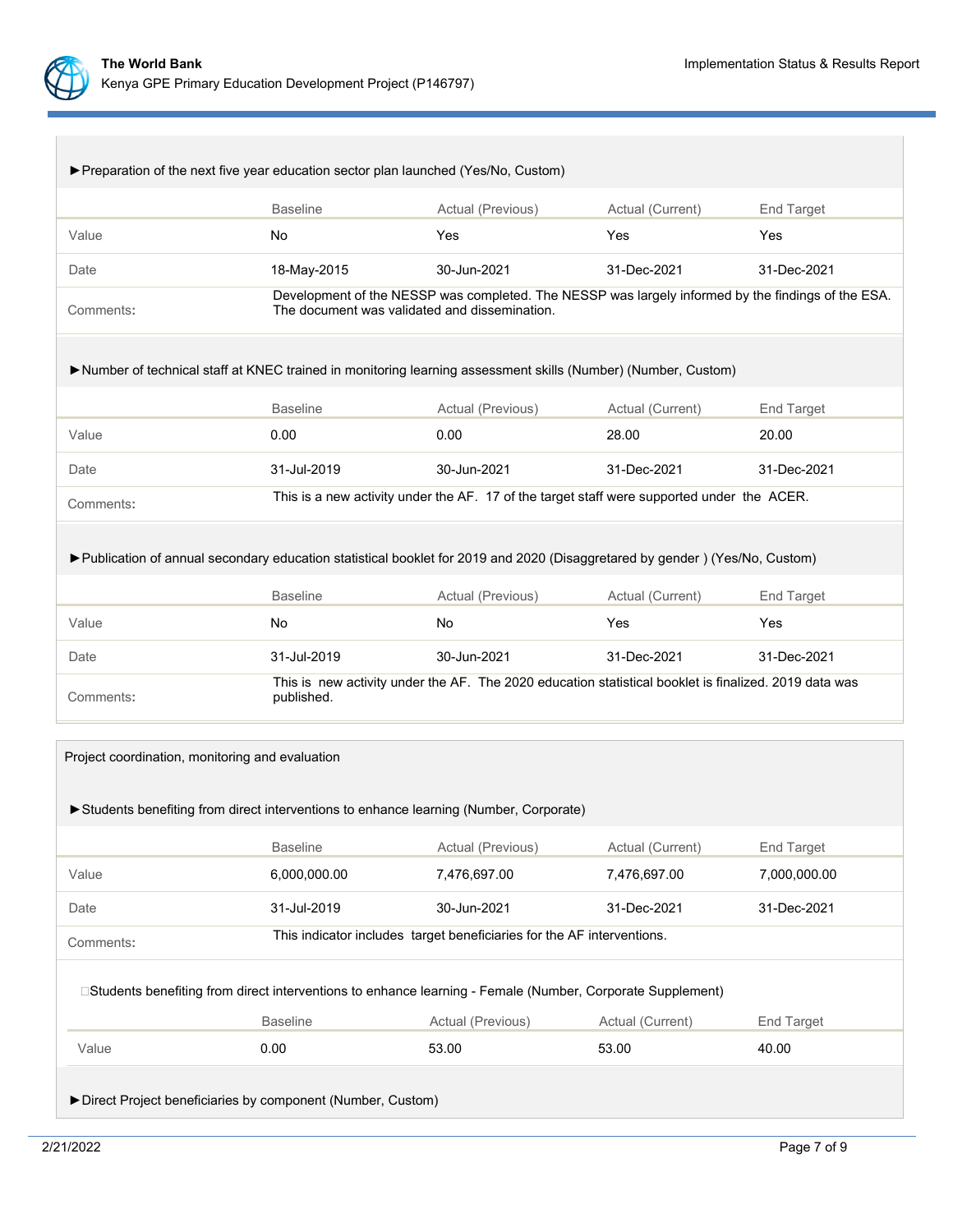►Preparation of the next five year education sector plan launched (Yes/No, Custom)

| | Baseline | Actual (Previous) | Actual (Current) | End Target |
|---|---|---|---|---|
| Value | No | Yes | Yes | Yes |
| Date | 18-May-2015 | 30-Jun-2021 | 31-Dec-2021 | 31-Dec-2021 |
| Comments: | Development of the NESSP was completed. The NESSP was largely informed by the findings of the ESA. The document was validated and dissemination. | | | |

►Number of technical staff at KNEC trained in monitoring learning assessment skills (Number) (Number, Custom)

| | Baseline | Actual (Previous) | Actual (Current) | End Target |
|---|---|---|---|---|
| Value | 0.00 | 0.00 | 28.00 | 20.00 |
| Date | 31-Jul-2019 | 30-Jun-2021 | 31-Dec-2021 | 31-Dec-2021 |
| Comments: | This is a new activity under the AF. 17 of the target staff were supported under the ACER. | | | |

►Publication of annual secondary education statistical booklet for 2019 and 2020 (Disaggretared by gender ) (Yes/No, Custom)

| | Baseline | Actual (Previous) | Actual (Current) | End Target |
|---|---|---|---|---|
| Value | No | No | Yes | Yes |
| Date | 31-Jul-2019 | 30-Jun-2021 | 31-Dec-2021 | 31-Dec-2021 |
| Comments: | This is new activity under the AF. The 2020 education statistical booklet is finalized. 2019 data was published. | | | |

Project coordination, monitoring and evaluation

►Students benefiting from direct interventions to enhance learning (Number, Corporate)

| | Baseline | Actual (Previous) | Actual (Current) | End Target |
|---|---|---|---|---|
| Value | 6,000,000.00 | 7,476,697.00 | 7,476,697.00 | 7,000,000.00 |
| Date | 31-Jul-2019 | 30-Jun-2021 | 31-Dec-2021 | 31-Dec-2021 |
| Comments: | This indicator includes target beneficiaries for the AF interventions. | | | |

Students benefiting from direct interventions to enhance learning - Female (Number, Corporate Supplement)

| | Baseline | Actual (Previous) | Actual (Current) | End Target |
|---|---|---|---|---|
| Value | 0.00 | 53.00 | 53.00 | 40.00 |

►Direct Project beneficiaries by component (Number, Custom)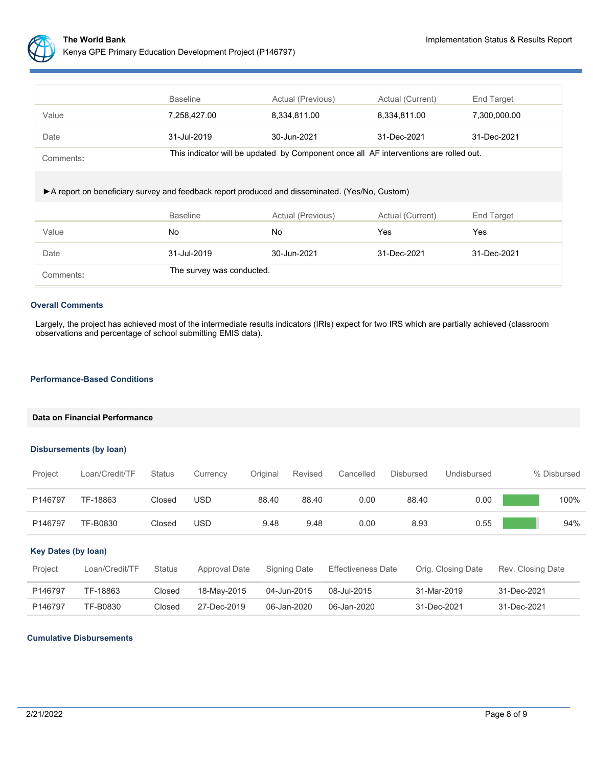| | Baseline | Actual (Previous) | Actual (Current) | End Target |
|---|---|---|---|---|
| Value | 7,258,427.00 | 8,334,811.00 | 8,334,811.00 | 7,300,000.00 |
| Date | 31-Jul-2019 | 30-Jun-2021 | 31-Dec-2021 | 31-Dec-2021 |
| Comments: | This indicator will be updated by Component once all AF interventions are rolled out. | | | |

►A report on beneficiary survey and feedback report produced and disseminated. (Yes/No, Custom)

| | Baseline | Actual (Previous) | Actual (Current) | End Target |
|---|---|---|---|---|
| Value | No | No | Yes | Yes |
| Date | 31-Jul-2019 | 30-Jun-2021 | 31-Dec-2021 | 31-Dec-2021 |
| Comments: | The survey was conducted. | | | |

### Overall Comments

Largely, the project has achieved most of the intermediate results indicators (IRIs) expect for two IRS which are partially achieved (classroom observations and percentage of school submitting EMIS data).

### Performance-Based Conditions

## Data on Financial Performance

### Disbursements (by loan)

| Project | Loan/Credit/TF | Status | Currency | Original | Revised | Cancelled | Disbursed | Undisbursed | % Disbursed |
|---|---|---|---|---|---|---|---|---|---|
| P146797 | TF-18863 | Closed | USD | 88.40 | 88.40 | 0.00 | 88.40 | 0.00 | 100% |
| P146797 | TF-B0830 | Closed | USD | 9.48 | 9.48 | 0.00 | 8.93 | 0.55 | 94% |

### Key Dates (by loan)

| Project | Loan/Credit/TF | Status | Approval Date | Signing Date | Effectiveness Date | Orig. Closing Date | Rev. Closing Date |
|---|---|---|---|---|---|---|---|
| P146797 | TF-18863 | Closed | 18-May-2015 | 04-Jun-2015 | 08-Jul-2015 | 31-Mar-2019 | 31-Dec-2021 |
| P146797 | TF-B0830 | Closed | 27-Dec-2019 | 06-Jan-2020 | 06-Jan-2020 | 31-Dec-2021 | 31-Dec-2021 |

### Cumulative Disbursements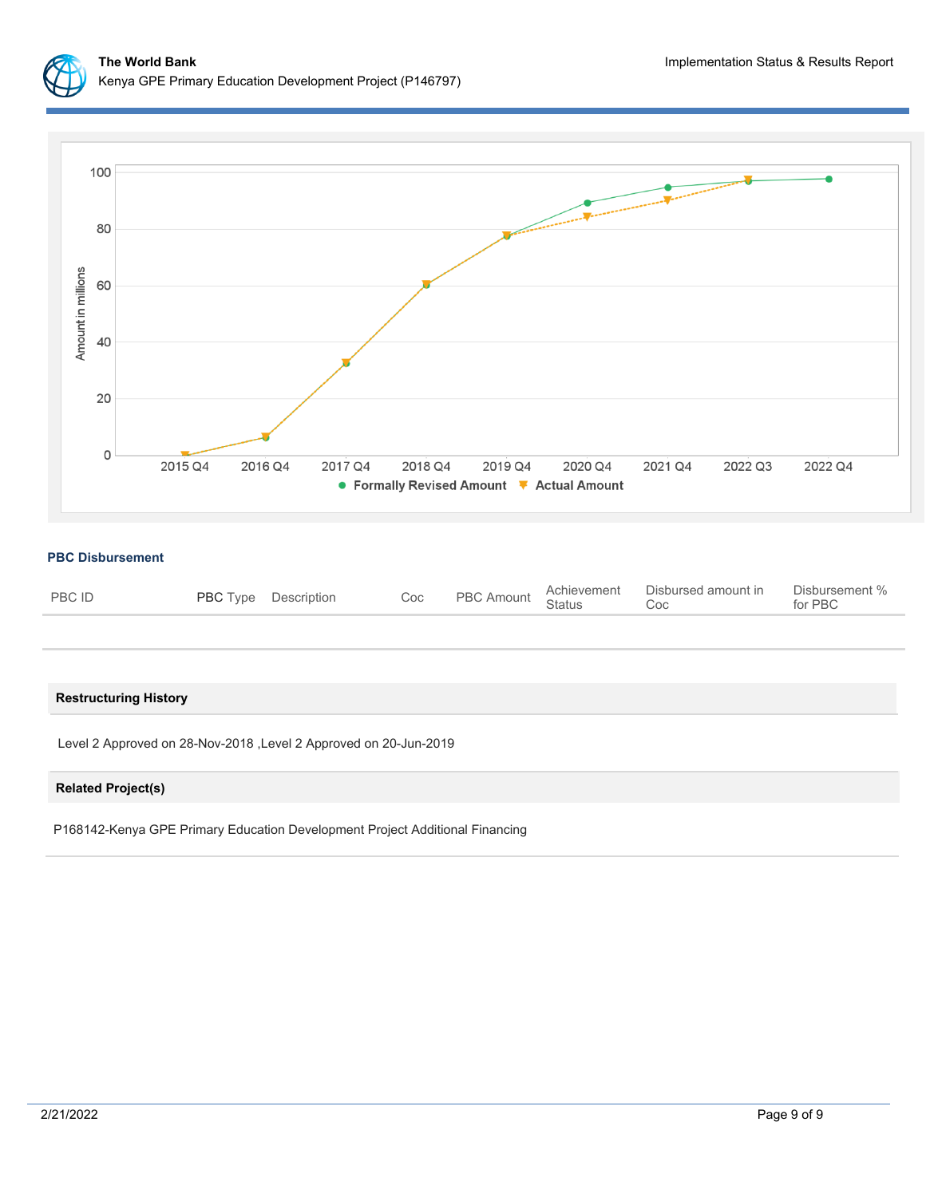Amount in millions

100
80
60
40
20
0

2015 Q4 2016 Q4 2017 Q4 2018 Q4 2019 Q4 2020 Q4 2021 Q4 2022 Q3 2022 Q4

Formally Revised Amount Actual Amount

### PBC Disbursement

| PBC ID | PBC Type | Description | Coc | PBC Amount | Achievement Status | Disbursed amount in Coc | Disbursement % for PBC |
|---|---|---|---|---|---|---|---|
| | | | | | | | |

### Restructuring History

Level 2 Approved on 28-Nov-2018 ,Level 2 Approved on 20-Jun-2019

### Related Project(s)

P168142-Kenya GPE Primary Education Development Project Additional Financing